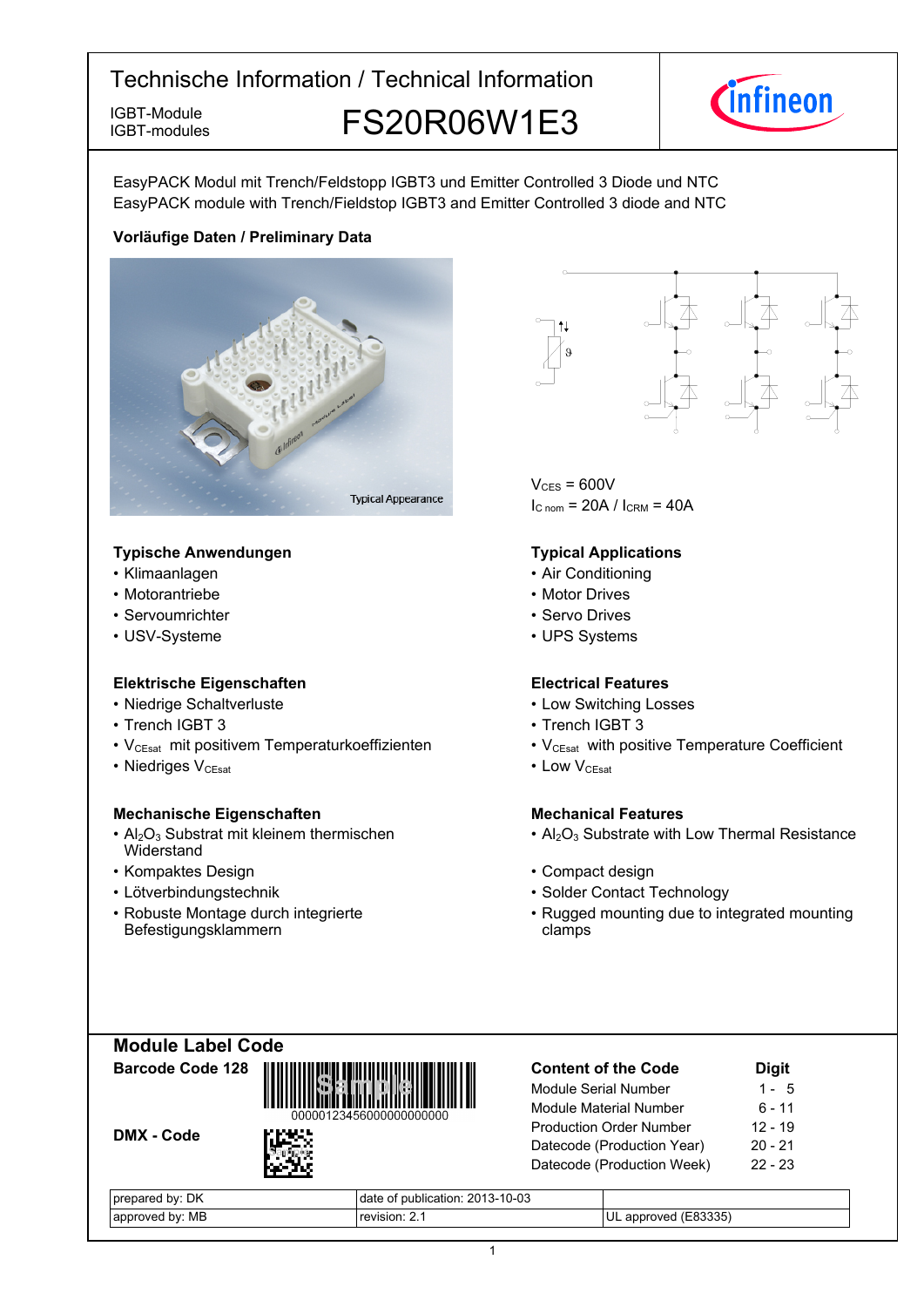# Technische Information / Technical Information

IGBT-Module
IGBT-modules

## FS20R06W1E3

EasyPACK Modul mit Trench/Feldstopp IGBT3 und Emitter Controlled 3 Diode und NTC
EasyPACK module with Trench/Fieldstop IGBT3 and Emitter Controlled 3 diode and NTC

**Vorläufige Daten / Preliminary Data**

Typical Appearance

$V_{CES}$ = 600V
$I_{C\ nom}$ = 20A / $I_{CRM}$ = 40A

### Typische Anwendungen

- Klimaanlagen
- Motorantriebe
- Servoumrichter
- USV-Systeme

### Typical Applications

- Air Conditioning
- Motor Drives
- Servo Drives
- UPS Systems

### Elektrische Eigenschaften

- Niedrige Schaltverluste
- Trench IGBT 3
- $V_{CEsat}$ mit positivem Temperaturkoeffizienten
- Niedriges $V_{CEsat}$

### Electrical Features

- Low Switching Losses
- Trench IGBT 3
- $V_{CEsat}$ with positive Temperature Coefficient
- Low $V_{CEsat}$

### Mechanische Eigenschaften

- $Al_2O_3$ Substrat mit kleinem thermischen Widerstand
- Kompaktes Design
- Lötverbindungstechnik
- Robuste Montage durch integrierte Befestigungsklammern

### Mechanical Features

- $Al_2O_3$ Substrate with Low Thermal Resistance
- Compact design
- Solder Contact Technology
- Rugged mounting due to integrated mounting clamps

## Module Label Code

**Barcode Code 128**

00000123456000000000000

**DMX - Code**

| Content of the Code | Digit |
|---|---|
| Module Serial Number | 1 - 5 |
| Module Material Number | 6 - 11 |
| Production Order Number | 12 - 19 |
| Datecode (Production Year) | 20 - 21 |
| Datecode (Production Week) | 22 - 23 |

| prepared by: DK | date of publication: 2013-10-03 | |
|---|---|---|
| approved by: MB | revision: 2.1 | UL approved (E83335) |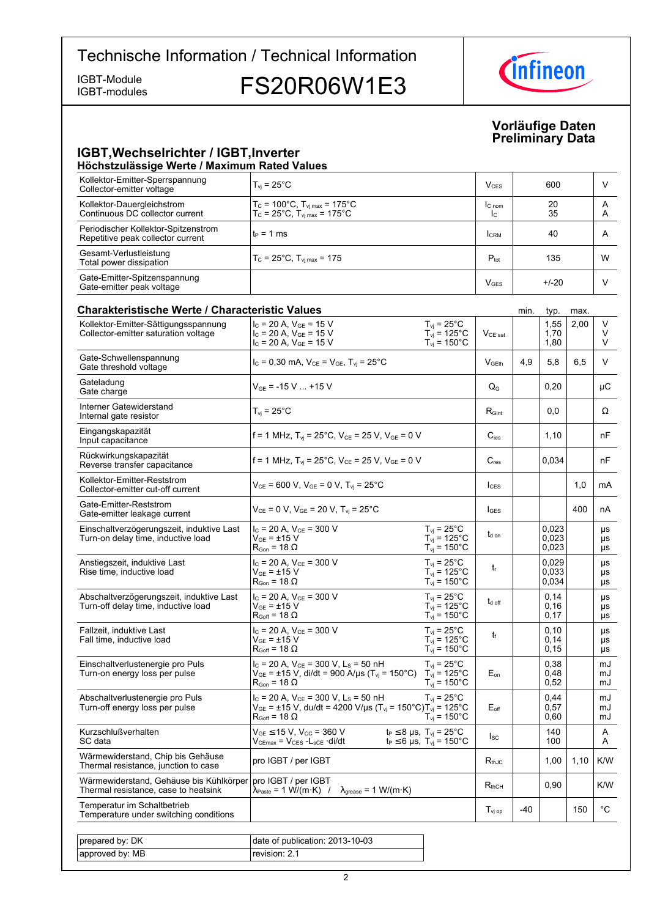# Technische Information / Technical Information

IGBT-Module
IGBT-modules

# FS20R06W1E3

**Vorläufige Daten**
**Preliminary Data**

## IGBT,Wechselrichter / IGBT,Inverter

### Höchstzulässige Werte / Maximum Rated Values

| Parameter | Conditions | Symbol | Value | Unit |
|---|---|---|---|---|
| Kollektor-Emitter-Sperrspannung<br>Collector-emitter voltage | $T_{vj} = 25°C$ | $V_{CES}$ | 600 | V |
| Kollektor-Dauergleichstrom<br>Continuous DC collector current | $T_C = 100°C$, $T_{vj\,max} = 175°C$<br>$T_C = 25°C$, $T_{vj\,max} = 175°C$ | $I_{C\,nom}$<br>$I_C$ | 20<br>35 | A<br>A |
| Periodischer Kollektor-Spitzenstrom<br>Repetitive peak collector current | $t_P = 1$ ms | $I_{CRM}$ | 40 | A |
| Gesamt-Verlustleistung<br>Total power dissipation | $T_C = 25°C$, $T_{vj\,max} = 175$ | $P_{tot}$ | 135 | W |
| Gate-Emitter-Spitzenspannung<br>Gate-emitter peak voltage | | $V_{GES}$ | +/-20 | V |

### Charakteristische Werte / Characteristic Values

| Parameter | Conditions | | Symbol | min. | typ. | max. | Unit |
|---|---|---|---|---|---|---|---|
| Kollektor-Emitter-Sättigungsspannung<br>Collector-emitter saturation voltage | $I_C = 20$ A, $V_{GE} = 15$ V<br>$I_C = 20$ A, $V_{GE} = 15$ V<br>$I_C = 20$ A, $V_{GE} = 15$ V | $T_{vj} = 25°C$<br>$T_{vj} = 125°C$<br>$T_{vj} = 150°C$ | $V_{CE\,sat}$ | | 1,55<br>1,70<br>1,80 | 2,00 | V<br>V<br>V |
| Gate-Schwellenspannung<br>Gate threshold voltage | $I_C = 0{,}30$ mA, $V_{CE} = V_{GE}$, $T_{vj} = 25°C$ | | $V_{GEth}$ | 4,9 | 5,8 | 6,5 | V |
| Gateladung<br>Gate charge | $V_{GE} = -15$ V ... +15 V | | $Q_G$ | | 0,20 | | µC |
| Interner Gatewiderstand<br>Internal gate resistor | $T_{vj} = 25°C$ | | $R_{Gint}$ | | 0,0 | | Ω |
| Eingangskapazität<br>Input capacitance | f = 1 MHz, $T_{vj} = 25°C$, $V_{CE} = 25$ V, $V_{GE} = 0$ V | | $C_{ies}$ | | 1,10 | | nF |
| Rückwirkungskapazität<br>Reverse transfer capacitance | f = 1 MHz, $T_{vj} = 25°C$, $V_{CE} = 25$ V, $V_{GE} = 0$ V | | $C_{res}$ | | 0,034 | | nF |
| Kollektor-Emitter-Reststrom<br>Collector-emitter cut-off current | $V_{CE} = 600$ V, $V_{GE} = 0$ V, $T_{vj} = 25°C$ | | $I_{CES}$ | | | 1,0 | mA |
| Gate-Emitter-Reststrom<br>Gate-emitter leakage current | $V_{CE} = 0$ V, $V_{GE} = 20$ V, $T_{vj} = 25°C$ | | $I_{GES}$ | | | 400 | nA |
| Einschaltverzögerungszeit, induktive Last<br>Turn-on delay time, inductive load | $I_C = 20$ A, $V_{CE} = 300$ V<br>$V_{GE} = \pm 15$ V<br>$R_{Gon} = 18\ \Omega$ | $T_{vj} = 25°C$<br>$T_{vj} = 125°C$<br>$T_{vj} = 150°C$ | $t_{d\,on}$ | | 0,023<br>0,023<br>0,023 | | µs<br>µs<br>µs |
| Anstiegszeit, induktive Last<br>Rise time, inductive load | $I_C = 20$ A, $V_{CE} = 300$ V<br>$V_{GE} = \pm 15$ V<br>$R_{Gon} = 18\ \Omega$ | $T_{vj} = 25°C$<br>$T_{vj} = 125°C$<br>$T_{vj} = 150°C$ | $t_r$ | | 0,029<br>0,033<br>0,034 | | µs<br>µs<br>µs |
| Abschaltverzögerungszeit, induktive Last<br>Turn-off delay time, inductive load | $I_C = 20$ A, $V_{CE} = 300$ V<br>$V_{GE} = \pm 15$ V<br>$R_{Goff} = 18\ \Omega$ | $T_{vj} = 25°C$<br>$T_{vj} = 125°C$<br>$T_{vj} = 150°C$ | $t_{d\,off}$ | | 0,14<br>0,16<br>0,17 | | µs<br>µs<br>µs |
| Fallzeit, induktive Last<br>Fall time, inductive load | $I_C = 20$ A, $V_{CE} = 300$ V<br>$V_{GE} = \pm 15$ V<br>$R_{Goff} = 18\ \Omega$ | $T_{vj} = 25°C$<br>$T_{vj} = 125°C$<br>$T_{vj} = 150°C$ | $t_f$ | | 0,10<br>0,14<br>0,15 | | µs<br>µs<br>µs |
| Einschaltverlustenergie pro Puls<br>Turn-on energy loss per pulse | $I_C = 20$ A, $V_{CE} = 300$ V, $L_S = 50$ nH<br>$V_{GE} = \pm 15$ V, di/dt = 900 A/µs ($T_{vj} = 150°C$)<br>$R_{Gon} = 18\ \Omega$ | $T_{vj} = 25°C$<br>$T_{vj} = 125°C$<br>$T_{vj} = 150°C$ | $E_{on}$ | | 0,38<br>0,48<br>0,52 | | mJ<br>mJ<br>mJ |
| Abschaltverlustenergie pro Puls<br>Turn-off energy loss per pulse | $I_C = 20$ A, $V_{CE} = 300$ V, $L_S = 50$ nH<br>$V_{GE} = \pm 15$ V, du/dt = 4200 V/µs ($T_{vj} = 150°C$)<br>$R_{Goff} = 18\ \Omega$ | $T_{vj} = 25°C$<br>$T_{vj} = 125°C$<br>$T_{vj} = 150°C$ | $E_{off}$ | | 0,44<br>0,57<br>0,60 | | mJ<br>mJ<br>mJ |
| Kurzschlußverhalten<br>SC data | $V_{GE} \leq 15$ V, $V_{CC} = 360$ V<br>$V_{CEmax} = V_{CES} - L_{sCE} \cdot di/dt$ | $t_P \leq 8$ µs, $T_{vj} = 25°C$<br>$t_P \leq 6$ µs, $T_{vj} = 150°C$ | $I_{SC}$ | | 140<br>100 | | A<br>A |
| Wärmewiderstand, Chip bis Gehäuse<br>Thermal resistance, junction to case | pro IGBT / per IGBT | | $R_{thJC}$ | | 1,00 | 1,10 | K/W |
| Wärmewiderstand, Gehäuse bis Kühlkörper<br>Thermal resistance, case to heatsink | pro IGBT / per IGBT<br>$\lambda_{Paste} = 1$ W/(m·K) / $\lambda_{grease} = 1$ W/(m·K) | | $R_{thCH}$ | | 0,90 | | K/W |
| Temperatur im Schaltbetrieb<br>Temperature under switching conditions | | | $T_{vj\,op}$ | -40 | | 150 | °C |

| | |
|---|---|
| prepared by: DK | date of publication: 2013-10-03 |
| approved by: MB | revision: 2.1 |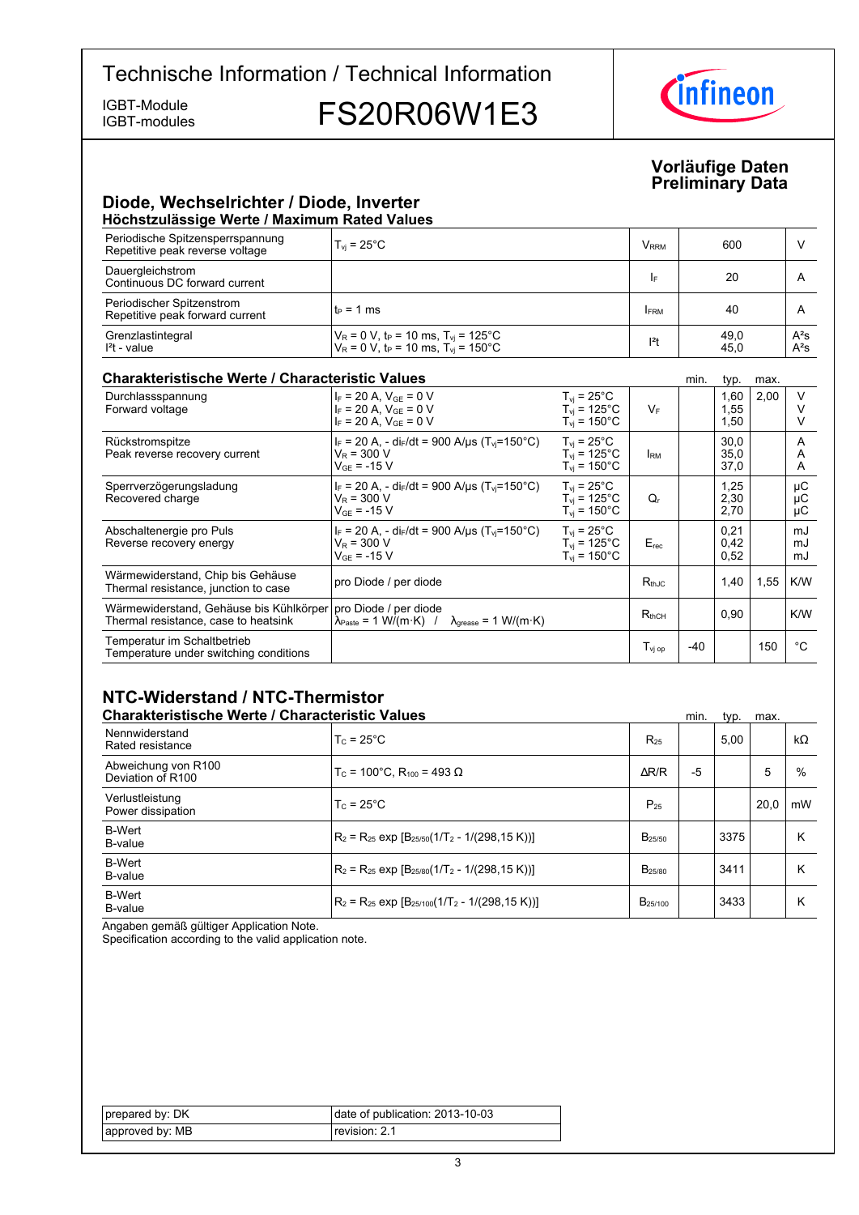# Technische Information / Technical Information

IGBT-Module
IGBT-modules

**FS20R06W1E3**

**Vorläufige Daten**
**Preliminary Data**

## Diode, Wechselrichter / Diode, Inverter

### Höchstzulässige Werte / Maximum Rated Values

| | | | | |
|---|---|---|---|---|
| Periodische Spitzensperrspannung<br>Repetitive peak reverse voltage | $T_{vj}$ = 25°C | $V_{RRM}$ | 600 | V |
| Dauergleichstrom<br>Continuous DC forward current | | $I_F$ | 20 | A |
| Periodischer Spitzenstrom<br>Repetitive peak forward current | $t_P$ = 1 ms | $I_{FRM}$ | 40 | A |
| Grenzlastintegral<br>$I^2t$ - value | $V_R$ = 0 V, $t_P$ = 10 ms, $T_{vj}$ = 125°C<br>$V_R$ = 0 V, $t_P$ = 10 ms, $T_{vj}$ = 150°C | $I^2t$ | 49,0<br>45,0 | A²s<br>A²s |

### Charakteristische Werte / Characteristic Values

| | | | | min. | typ. | max. | |
|---|---|---|---|---|---|---|---|
| Durchlassspannung<br>Forward voltage | $I_F$ = 20 A, $V_{GE}$ = 0 V<br>$I_F$ = 20 A, $V_{GE}$ = 0 V<br>$I_F$ = 20 A, $V_{GE}$ = 0 V | $T_{vj}$ = 25°C<br>$T_{vj}$ = 125°C<br>$T_{vj}$ = 150°C | $V_F$ | | 1,60<br>1,55<br>1,50 | 2,00 | V<br>V<br>V |
| Rückstromspitze<br>Peak reverse recovery current | $I_F$ = 20 A, - $di_F/dt$ = 900 A/µs ($T_{vj}$=150°C)<br>$V_R$ = 300 V<br>$V_{GE}$ = -15 V | $T_{vj}$ = 25°C<br>$T_{vj}$ = 125°C<br>$T_{vj}$ = 150°C | $I_{RM}$ | | 30,0<br>35,0<br>37,0 | | A<br>A<br>A |
| Sperrverzögerungsladung<br>Recovered charge | $I_F$ = 20 A, - $di_F/dt$ = 900 A/µs ($T_{vj}$=150°C)<br>$V_R$ = 300 V<br>$V_{GE}$ = -15 V | $T_{vj}$ = 25°C<br>$T_{vj}$ = 125°C<br>$T_{vj}$ = 150°C | $Q_r$ | | 1,25<br>2,30<br>2,70 | | µC<br>µC<br>µC |
| Abschaltenergie pro Puls<br>Reverse recovery energy | $I_F$ = 20 A, - $di_F/dt$ = 900 A/µs ($T_{vj}$=150°C)<br>$V_R$ = 300 V<br>$V_{GE}$ = -15 V | $T_{vj}$ = 25°C<br>$T_{vj}$ = 125°C<br>$T_{vj}$ = 150°C | $E_{rec}$ | | 0,21<br>0,42<br>0,52 | | mJ<br>mJ<br>mJ |
| Wärmewiderstand, Chip bis Gehäuse<br>Thermal resistance, junction to case | pro Diode / per diode | | $R_{thJC}$ | | 1,40 | 1,55 | K/W |
| Wärmewiderstand, Gehäuse bis Kühlkörper<br>Thermal resistance, case to heatsink | pro Diode / per diode<br>$\lambda_{Paste}$ = 1 W/(m·K) / $\lambda_{grease}$ = 1 W/(m·K) | | $R_{thCH}$ | | 0,90 | | K/W |
| Temperatur im Schaltbetrieb<br>Temperature under switching conditions | | | $T_{vj\,op}$ | -40 | | 150 | °C |

## NTC-Widerstand / NTC-Thermistor

### Charakteristische Werte / Characteristic Values

| | | | min. | typ. | max. | |
|---|---|---|---|---|---|---|
| Nennwiderstand<br>Rated resistance | $T_C$ = 25°C | $R_{25}$ | | 5,00 | | kΩ |
| Abweichung von R100<br>Deviation of R100 | $T_C$ = 100°C, $R_{100}$ = 493 Ω | ΔR/R | -5 | | 5 | % |
| Verlustleistung<br>Power dissipation | $T_C$ = 25°C | $P_{25}$ | | | 20,0 | mW |
| B-Wert<br>B-value | $R_2 = R_{25} \exp [B_{25/50}(1/T_2 - 1/(298,15\ K))]$ | $B_{25/50}$ | | 3375 | | K |
| B-Wert<br>B-value | $R_2 = R_{25} \exp [B_{25/80}(1/T_2 - 1/(298,15\ K))]$ | $B_{25/80}$ | | 3411 | | K |
| B-Wert<br>B-value | $R_2 = R_{25} \exp [B_{25/100}(1/T_2 - 1/(298,15\ K))]$ | $B_{25/100}$ | | 3433 | | K |

Angaben gemäß gültiger Application Note.
Specification according to the valid application note.

| | |
|---|---|
| prepared by: DK | date of publication: 2013-10-03 |
| approved by: MB | revision: 2.1 |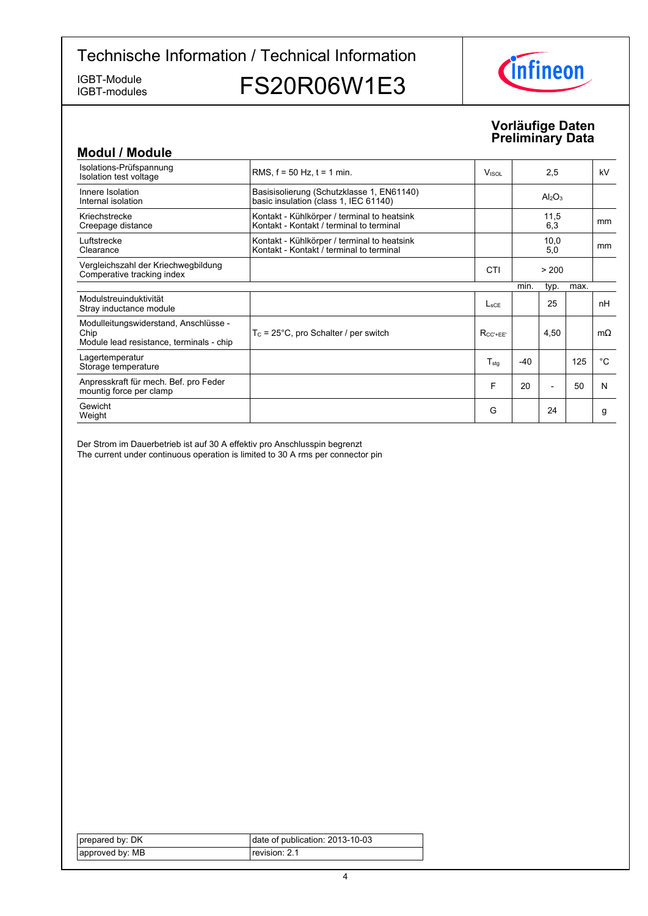# Technische Information / Technical Information

IGBT-Module
IGBT-modules

# FS20R06W1E3

**Vorläufige Daten**
**Preliminary Data**

## Modul / Module

| | | | | | | |
|---|---|---|---|---|---|---|
| Isolations-Prüfspannung<br>Isolation test voltage | RMS, f = 50 Hz, t = 1 min. | $V_{ISOL}$ | | 2,5 | | kV |
| Innere Isolation<br>Internal isolation | Basisisolierung (Schutzklasse 1, EN61140)<br>basic insulation (class 1, IEC 61140) | | | $Al_2O_3$ | | |
| Kriechstrecke<br>Creepage distance | Kontakt - Kühlkörper / terminal to heatsink<br>Kontakt - Kontakt / terminal to terminal | | | 11,5<br>6,3 | | mm |
| Luftstrecke<br>Clearance | Kontakt - Kühlkörper / terminal to heatsink<br>Kontakt - Kontakt / terminal to terminal | | | 10,0<br>5,0 | | mm |
| Vergleichszahl der Kriechwegbildung<br>Comperative tracking index | | CTI | | > 200 | | |
| | | | min. | typ. | max. | |
| Modulstreuinduktivität<br>Stray inductance module | | $L_{sCE}$ | | 25 | | nH |
| Modulleitungswiderstand, Anschlüsse - Chip<br>Module lead resistance, terminals - chip | $T_C$ = 25°C, pro Schalter / per switch | $R_{CC'+EE'}$ | | 4,50 | | mΩ |
| Lagertemperatur<br>Storage temperature | | $T_{stg}$ | -40 | | 125 | °C |
| Anpresskraft für mech. Bef. pro Feder<br>mountig force per clamp | | F | 20 | - | 50 | N |
| Gewicht<br>Weight | | G | | 24 | | g |

Der Strom im Dauerbetrieb ist auf 30 A effektiv pro Anschlusspin begrenzt
The current under continuous operation is limited to 30 A rms per connector pin

| | |
|---|---|
| prepared by: DK | date of publication: 2013-10-03 |
| approved by: MB | revision: 2.1 |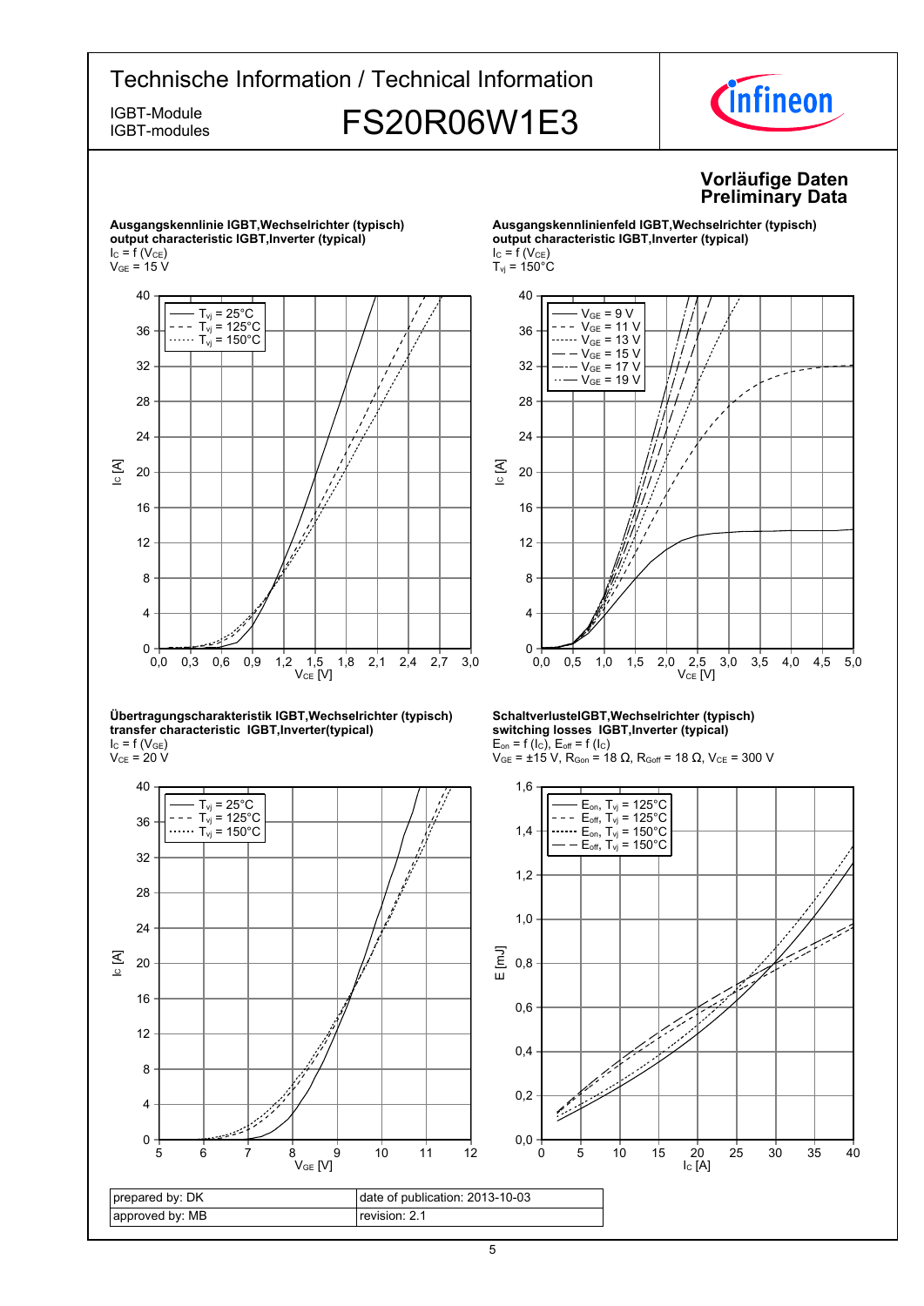# Technische Information / Technical Information

IGBT-Module
IGBT-modules

## FS20R06W1E3

**Vorläufige Daten**
**Preliminary Data**

**Ausgangskennlinie IGBT,Wechselrichter (typisch)**
**output characteristic IGBT,Inverter (typical)**
$I_C = f(V_{CE})$
$V_{GE} = 15\ V$

**Ausgangskennlinienfeld IGBT,Wechselrichter (typisch)**
**output characteristic IGBT,Inverter (typical)**
$I_C = f(V_{CE})$
$T_{vj} = 150°C$

**Übertragungscharakteristik IGBT,Wechselrichter (typisch)**
**transfer characteristic IGBT,Inverter(typical)**
$I_C = f(V_{GE})$
$V_{CE} = 20\ V$

**SchaltverlusteIGBT,Wechselrichter (typisch)**
**switching losses IGBT,Inverter (typical)**
$E_{on} = f(I_C)$, $E_{off} = f(I_C)$
$V_{GE} = \pm15\ V$, $R_{Gon} = 18\ \Omega$, $R_{Goff} = 18\ \Omega$, $V_{CE} = 300\ V$

| prepared by: DK | date of publication: 2013-10-03 |
|---|---|
| approved by: MB | revision: 2.1 |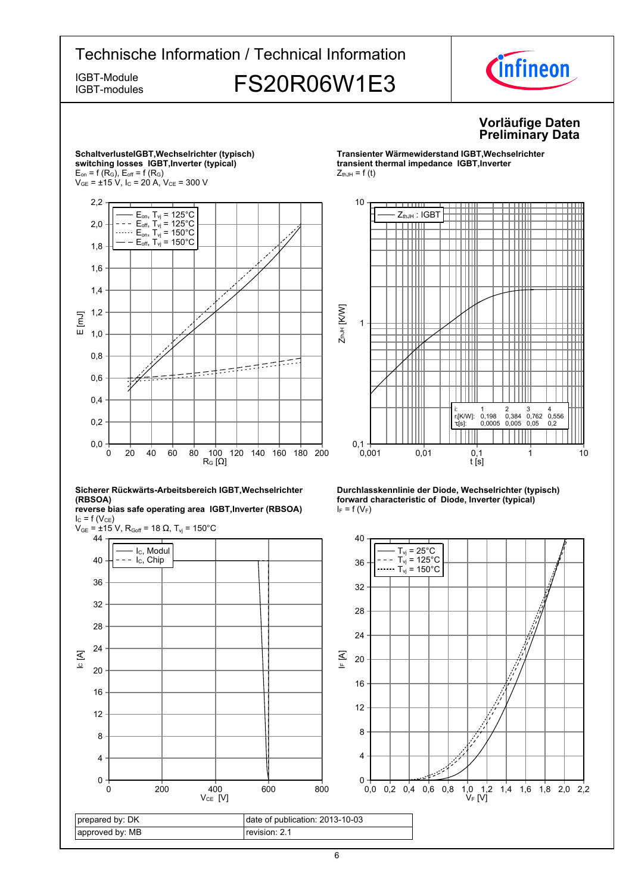**Vorläufige Daten**
**Preliminary Data**

**SchaltverlusteIGBT,Wechselrichter (typisch)**
**switching losses IGBT,Inverter (typical)**
$E_{on} = f(R_G)$, $E_{off} = f(R_G)$
$V_{GE} = \pm 15$ V, $I_C = 20$ A, $V_{CE} = 300$ V

**Transienter Wärmewiderstand IGBT,Wechselrichter**
**transient thermal impedance IGBT,Inverter**
$Z_{thJH} = f(t)$

| i: | 1 | 2 | 3 | 4 |
|---|---|---|---|---|
| $r_i$[K/W]: | 0,198 | 0,384 | 0,762 | 0,556 |
| $\tau_i$[s]: | 0,0005 | 0,005 | 0,05 | 0,2 |

**Sicherer Rückwärts-Arbeitsbereich IGBT,Wechselrichter (RBSOA)**
**reverse bias safe operating area IGBT,Inverter (RBSOA)**
$I_C = f(V_{CE})$
$V_{GE} = \pm 15$ V, $R_{Goff} = 18\ \Omega$, $T_{vj} = 150°C$

**Durchlasskennlinie der Diode, Wechselrichter (typisch)**
**forward characteristic of Diode, Inverter (typical)**
$I_F = f(V_F)$

| prepared by: DK | date of publication: 2013-10-03 |
|---|---|
| approved by: MB | revision: 2.1 |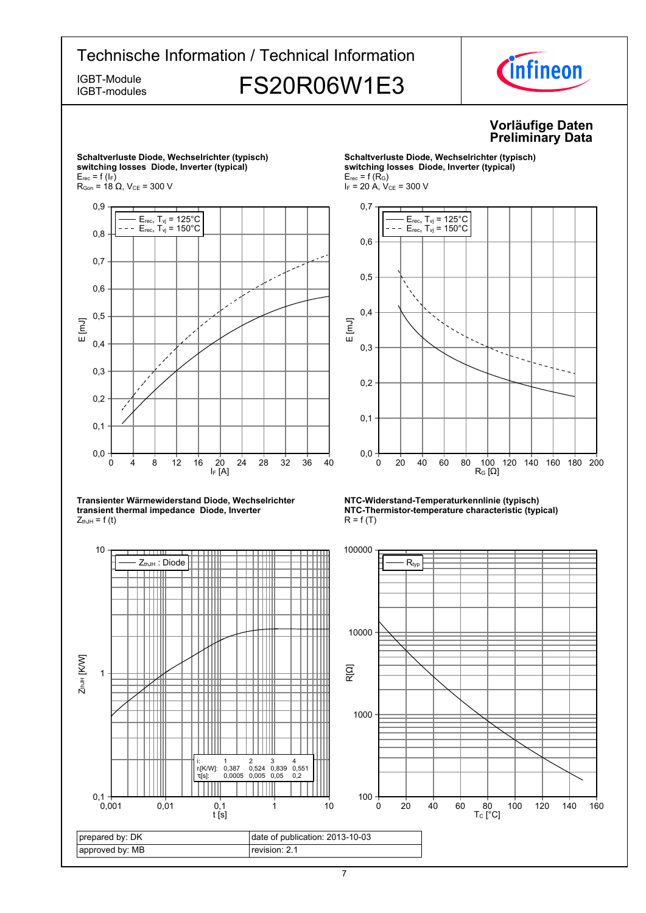# Technische Information / Technical Information

IGBT-Module
IGBT-modules

## FS20R06W1E3

**Vorläufige Daten**
**Preliminary Data**

**Schaltverluste Diode, Wechselrichter (typisch)**
**switching losses Diode, Inverter (typical)**
$E_{rec} = f(I_F)$
$R_{Gon} = 18\ \Omega$, $V_{CE} = 300\ V$

**Schaltverluste Diode, Wechselrichter (typisch)**
**switching losses Diode, Inverter (typical)**
$E_{rec} = f(R_G)$
$I_F = 20\ A$, $V_{CE} = 300\ V$

**Transienter Wärmewiderstand Diode, Wechselrichter**
**transient thermal impedance Diode, Inverter**
$Z_{thJH} = f(t)$

| i: | 1 | 2 | 3 | 4 |
|---|---|---|---|---|
| $r_i$[K/W]: | 0,387 | 0,524 | 0,839 | 0,551 |
| $\tau_i$[s]: | 0,0005 | 0,005 | 0,05 | 0,2 |

**NTC-Widerstand-Temperaturkennlinie (typisch)**
**NTC-Thermistor-temperature characteristic (typical)**
$R = f(T)$

| prepared by: DK | date of publication: 2013-10-03 |
|---|---|
| approved by: MB | revision: 2.1 |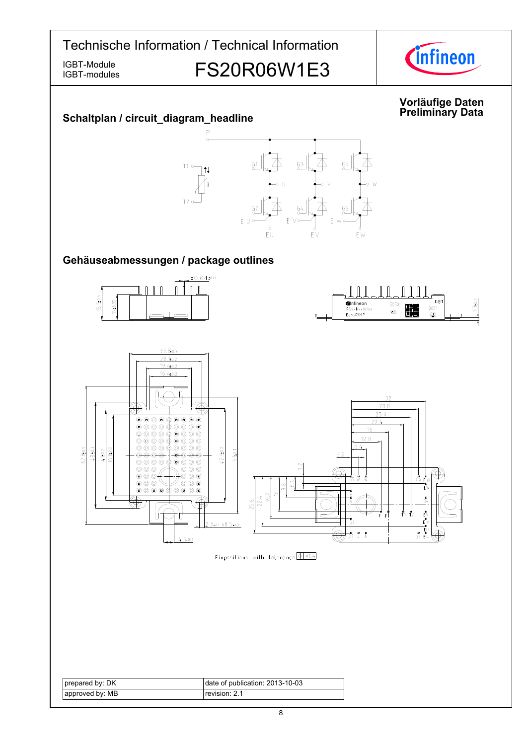## Schaltplan / circuit_diagram_headline

**Vorläufige Daten**
**Preliminary Data**

## Gehäuseabmessungen / package outlines

Pinpositions with tolerance

| prepared by: DK | date of publication: 2013-10-03 |
| --- | --- |
| approved by: MB | revision: 2.1 |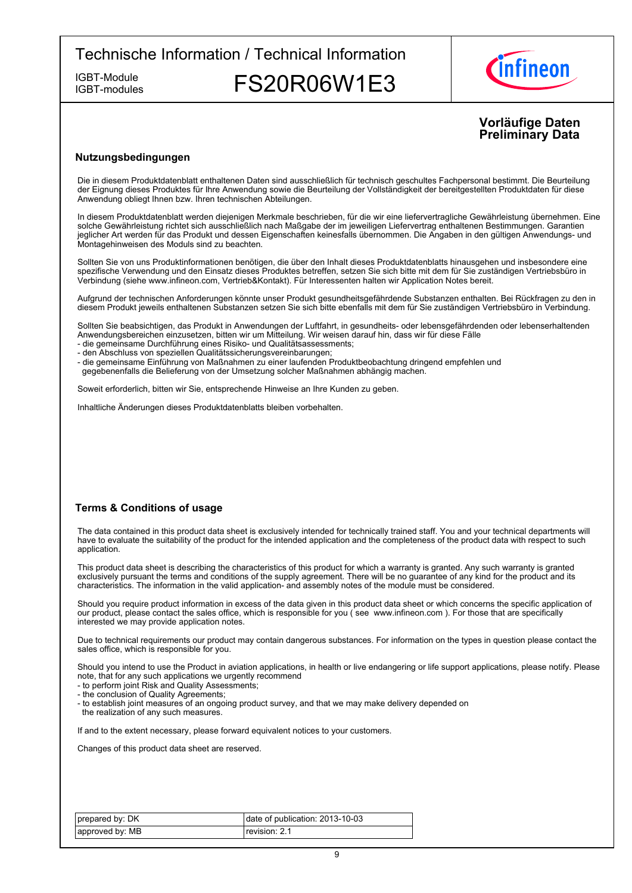## Vorläufige Daten
## Preliminary Data

### Nutzungsbedingungen

Die in diesem Produktdatenblatt enthaltenen Daten sind ausschließlich für technisch geschultes Fachpersonal bestimmt. Die Beurteilung der Eignung dieses Produktes für Ihre Anwendung sowie die Beurteilung der Vollständigkeit der bereitgestellten Produktdaten für diese Anwendung obliegt Ihnen bzw. Ihren technischen Abteilungen.

In diesem Produktdatenblatt werden diejenigen Merkmale beschrieben, für die wir eine liefervertragliche Gewährleistung übernehmen. Eine solche Gewährleistung richtet sich ausschließlich nach Maßgabe der im jeweiligen Liefervertrag enthaltenen Bestimmungen. Garantien jeglicher Art werden für das Produkt und dessen Eigenschaften keinesfalls übernommen. Die Angaben in den gültigen Anwendungs- und Montagehinweisen des Moduls sind zu beachten.

Sollten Sie von uns Produktinformationen benötigen, die über den Inhalt dieses Produktdatenblatts hinausgehen und insbesondere eine spezifische Verwendung und den Einsatz dieses Produktes betreffen, setzen Sie sich bitte mit dem für Sie zuständigen Vertriebsbüro in Verbindung (siehe www.infineon.com, Vertrieb&Kontakt). Für Interessenten halten wir Application Notes bereit.

Aufgrund der technischen Anforderungen könnte unser Produkt gesundheitsgefährdende Substanzen enthalten. Bei Rückfragen zu den in diesem Produkt jeweils enthaltenen Substanzen setzen Sie sich bitte ebenfalls mit dem für Sie zuständigen Vertriebsbüro in Verbindung.

Sollten Sie beabsichtigen, das Produkt in Anwendungen der Luftfahrt, in gesundheits- oder lebensgefährdenden oder lebenserhaltenden Anwendungsbereichen einzusetzen, bitten wir um Mitteilung. Wir weisen darauf hin, dass wir für diese Fälle
- die gemeinsame Durchführung eines Risiko- und Qualitätsassessments;
- den Abschluss von speziellen Qualitätssicherungsvereinbarungen;
- die gemeinsame Einführung von Maßnahmen zu einer laufenden Produktbeobachtung dringend empfehlen und gegebenenfalls die Belieferung von der Umsetzung solcher Maßnahmen abhängig machen.

Soweit erforderlich, bitten wir Sie, entsprechende Hinweise an Ihre Kunden zu geben.

Inhaltliche Änderungen dieses Produktdatenblatts bleiben vorbehalten.

### Terms & Conditions of usage

The data contained in this product data sheet is exclusively intended for technically trained staff. You and your technical departments will have to evaluate the suitability of the product for the intended application and the completeness of the product data with respect to such application.

This product data sheet is describing the characteristics of this product for which a warranty is granted. Any such warranty is granted exclusively pursuant the terms and conditions of the supply agreement. There will be no guarantee of any kind for the product and its characteristics. The information in the valid application- and assembly notes of the module must be considered.

Should you require product information in excess of the data given in this product data sheet or which concerns the specific application of our product, please contact the sales office, which is responsible for you ( see www.infineon.com ). For those that are specifically interested we may provide application notes.

Due to technical requirements our product may contain dangerous substances. For information on the types in question please contact the sales office, which is responsible for you.

Should you intend to use the Product in aviation applications, in health or live endangering or life support applications, please notify. Please note, that for any such applications we urgently recommend
- to perform joint Risk and Quality Assessments;
- the conclusion of Quality Agreements;
- to establish joint measures of an ongoing product survey, and that we may make delivery depended on the realization of any such measures.

If and to the extent necessary, please forward equivalent notices to your customers.

Changes of this product data sheet are reserved.

| | |
|---|---|
| prepared by: DK | date of publication: 2013-10-03 |
| approved by: MB | revision: 2.1 |